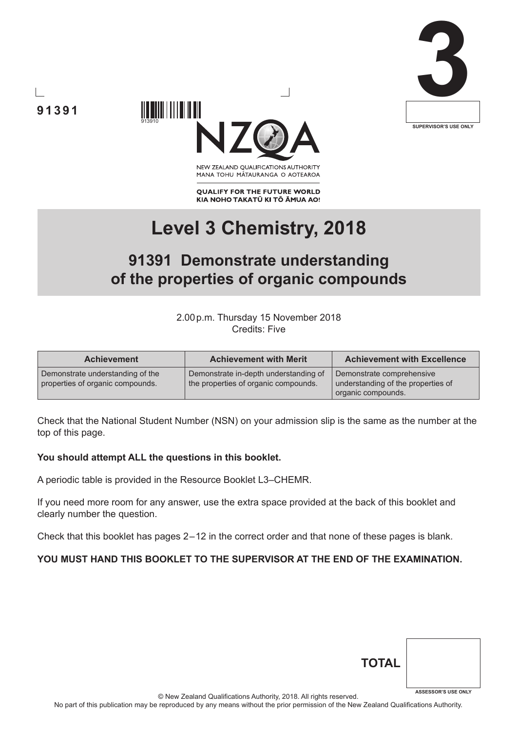91391

913910

NEW ZEALAND QUALIFICATIONS AUTHORITY
MANA TOHU MĀTAURANGA O AOTEAROA

QUALIFY FOR THE FUTURE WORLD
KIA NOHO TAKATŪ KI TŌ ĀMUA AO!

3

SUPERVISOR'S USE ONLY

# Level 3 Chemistry, 2018

## 91391 Demonstrate understanding of the properties of organic compounds

2.00 p.m. Thursday 15 November 2018
Credits: Five

| Achievement | Achievement with Merit | Achievement with Excellence |
|---|---|---|
| Demonstrate understanding of the properties of organic compounds. | Demonstrate in-depth understanding of the properties of organic compounds. | Demonstrate comprehensive understanding of the properties of organic compounds. |

Check that the National Student Number (NSN) on your admission slip is the same as the number at the top of this page.

**You should attempt ALL the questions in this booklet.**

A periodic table is provided in the Resource Booklet L3–CHEMR.

If you need more room for any answer, use the extra space provided at the back of this booklet and clearly number the question.

Check that this booklet has pages 2–12 in the correct order and that none of these pages is blank.

**YOU MUST HAND THIS BOOKLET TO THE SUPERVISOR AT THE END OF THE EXAMINATION.**

**TOTAL**

ASSESSOR'S USE ONLY

© New Zealand Qualifications Authority, 2018. All rights reserved.
No part of this publication may be reproduced by any means without the prior permission of the New Zealand Qualifications Authority.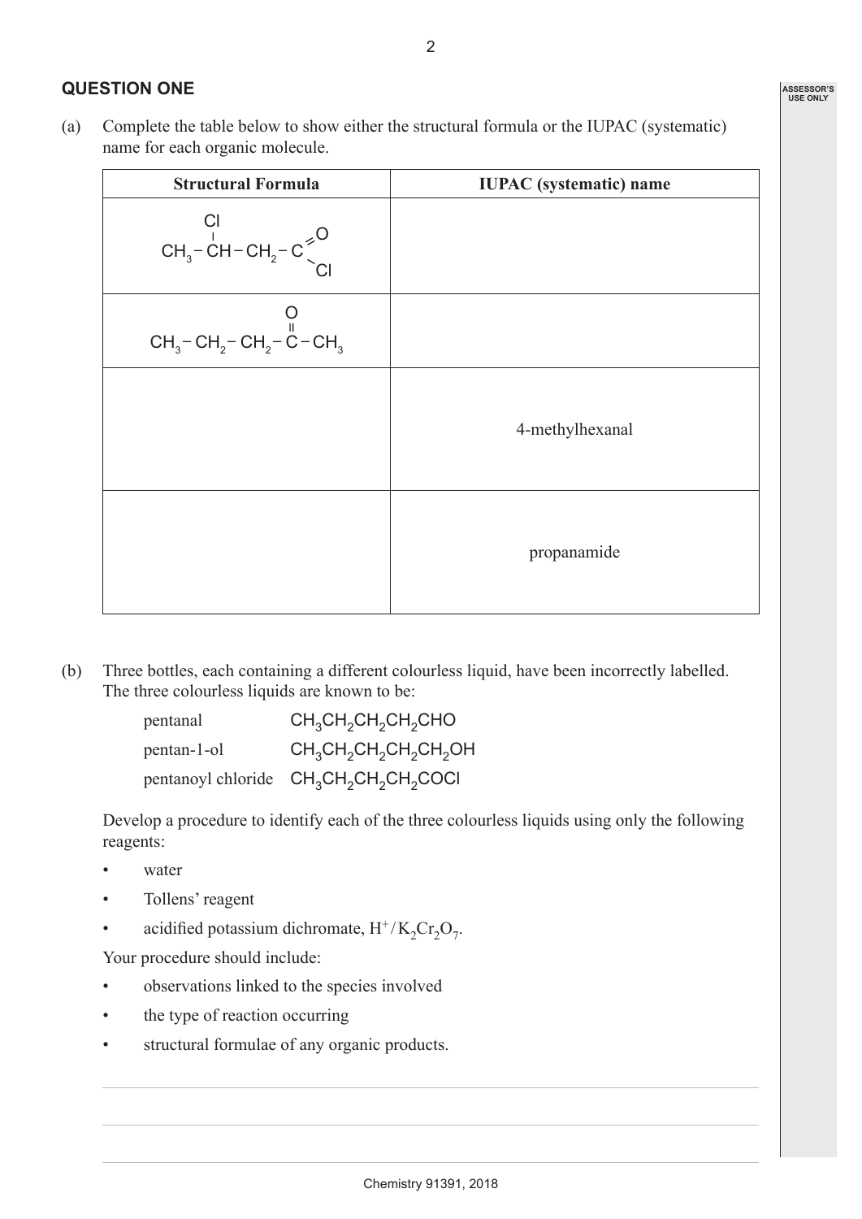## QUESTION ONE

(a) Complete the table below to show either the structural formula or the IUPAC (systematic) name for each organic molecule.

| Structural Formula | IUPAC (systematic) name |
|---|---|
| $CH_3-CH(Cl)-CH_2-C(=O)Cl$ | |
| $CH_3-CH_2-CH_2-C(=O)-CH_3$ | |
| | 4-methylhexanal |
| | propanamide |

(b) Three bottles, each containing a different colourless liquid, have been incorrectly labelled. The three colourless liquids are known to be:

pentanal $CH_3CH_2CH_2CH_2CHO$
pentan-1-ol $CH_3CH_2CH_2CH_2CH_2OH$
pentanoyl chloride $CH_3CH_2CH_2CH_2COCl$

Develop a procedure to identify each of the three colourless liquids using only the following reagents:

- water
- Tollens' reagent
- acidified potassium dichromate, $H^+/K_2Cr_2O_7$.

Your procedure should include:

- observations linked to the species involved
- the type of reaction occurring
- structural formulae of any organic products.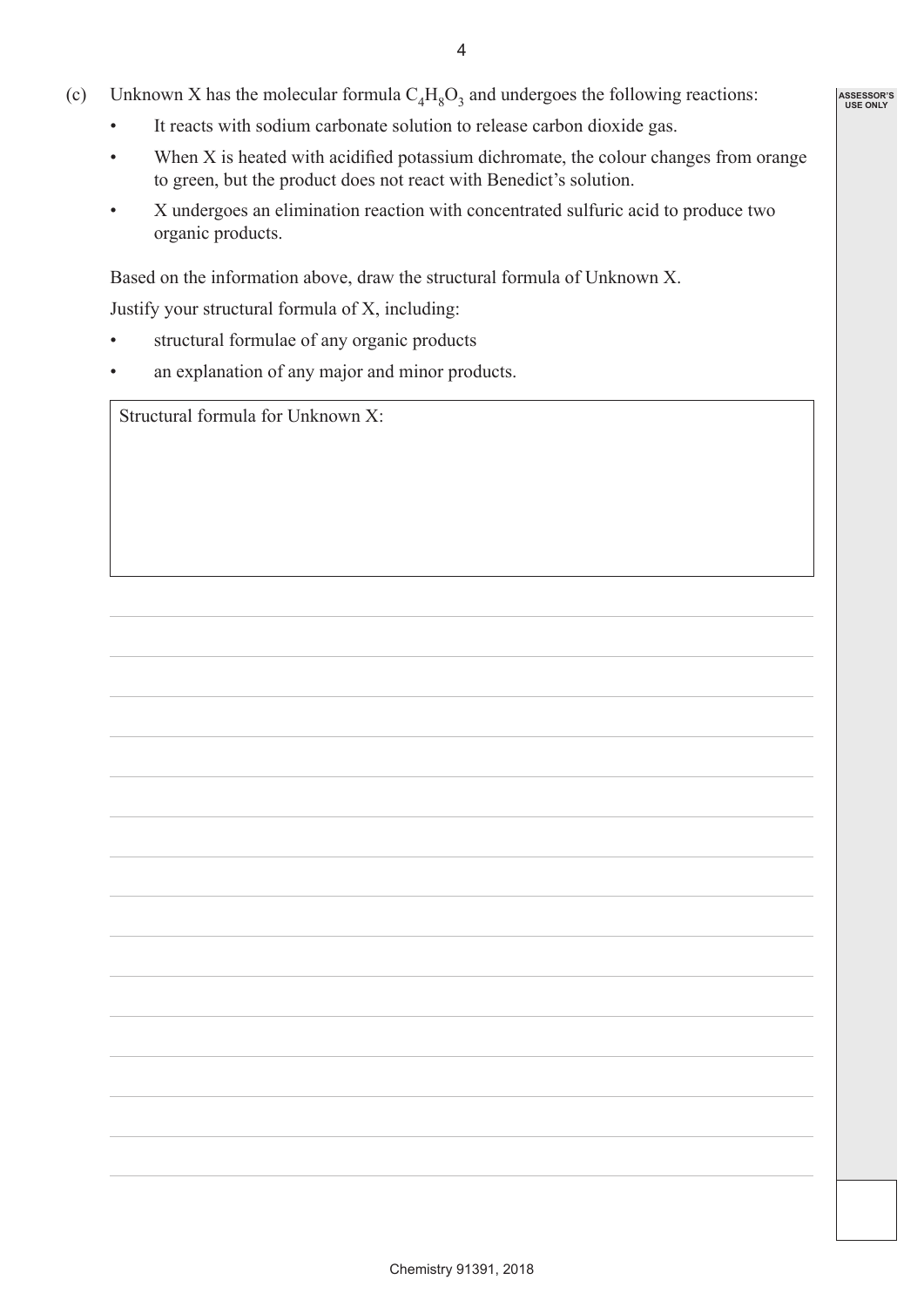(c) Unknown X has the molecular formula $C_4H_8O_3$ and undergoes the following reactions:

- It reacts with sodium carbonate solution to release carbon dioxide gas.
- When X is heated with acidified potassium dichromate, the colour changes from orange to green, but the product does not react with Benedict's solution.
- X undergoes an elimination reaction with concentrated sulfuric acid to produce two organic products.

Based on the information above, draw the structural formula of Unknown X.

Justify your structural formula of X, including:

- structural formulae of any organic products
- an explanation of any major and minor products.

| Structural formula for Unknown X: |
|---|
| |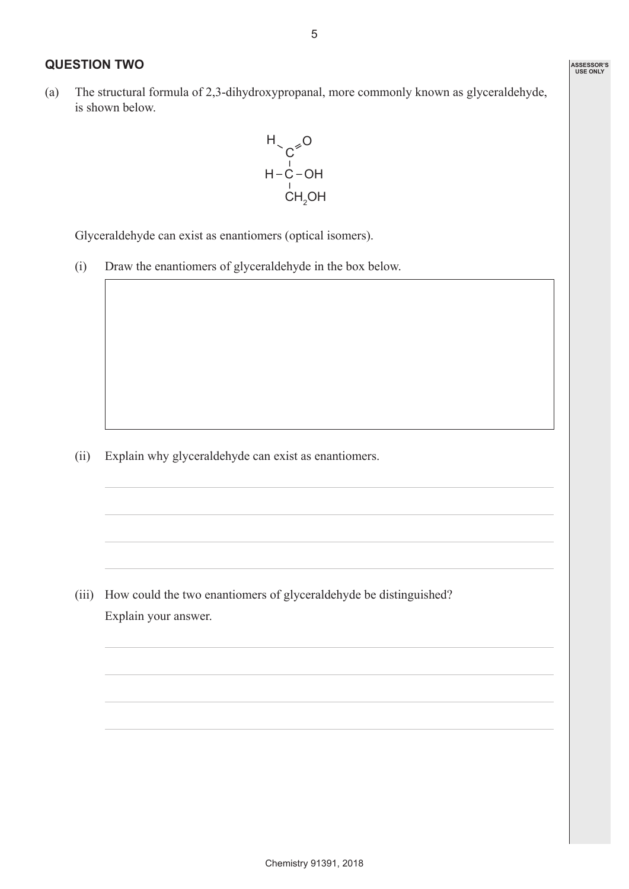## QUESTION TWO

(a) The structural formula of 2,3-dihydroxypropanal, more commonly known as glyceraldehyde, is shown below.

```
H   O
 \ //
  C
  |
H-C-OH
  |
  CH2OH
```

Glyceraldehyde can exist as enantiomers (optical isomers).

(i) Draw the enantiomers of glyceraldehyde in the box below.

(ii) Explain why glyceraldehyde can exist as enantiomers.

(iii) How could the two enantiomers of glyceraldehyde be distinguished?

Explain your answer.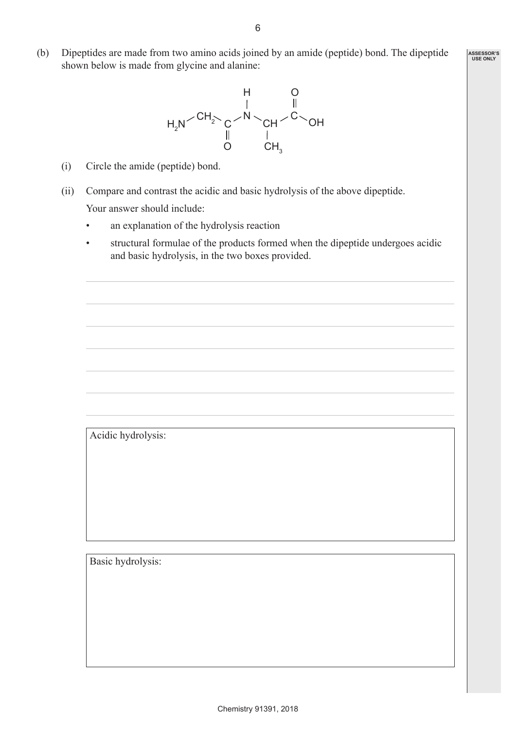(b) Dipeptides are made from two amino acids joined by an amide (peptide) bond. The dipeptide shown below is made from glycine and alanine:

$$H_2N-CH_2-C(=O)-NH-CH(CH_3)-C(=O)-OH$$

(i) Circle the amide (peptide) bond.

(ii) Compare and contrast the acidic and basic hydrolysis of the above dipeptide.

Your answer should include:

- an explanation of the hydrolysis reaction
- structural formulae of the products formed when the dipeptide undergoes acidic and basic hydrolysis, in the two boxes provided.

Acidic hydrolysis:

Basic hydrolysis: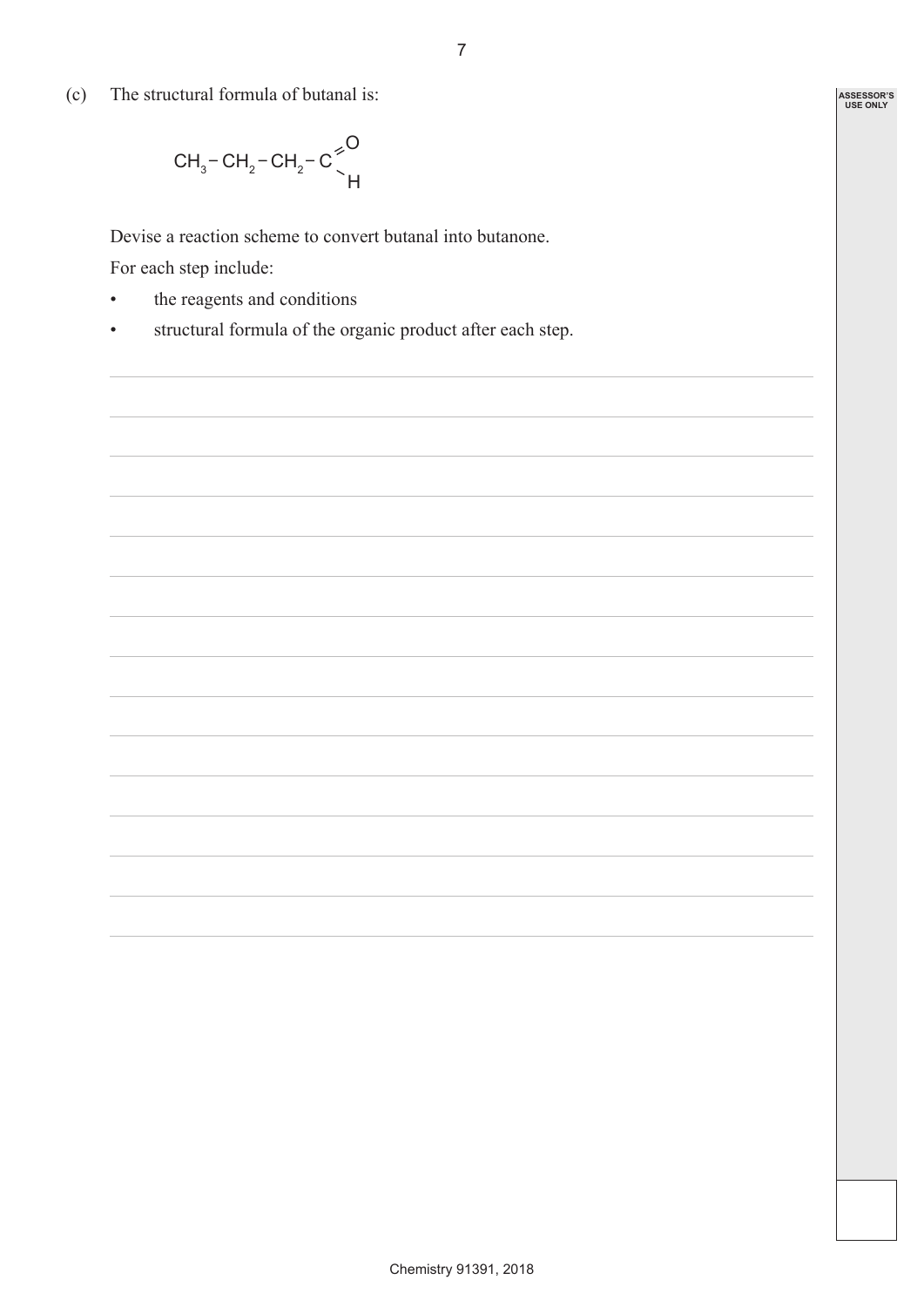(c) The structural formula of butanal is:

$$CH_3-CH_2-CH_2-C\overset{\displaystyle =O}{\underset{\displaystyle \diagdown H}{}}$$

Devise a reaction scheme to convert butanal into butanone.

For each step include:

- the reagents and conditions
- structural formula of the organic product after each step.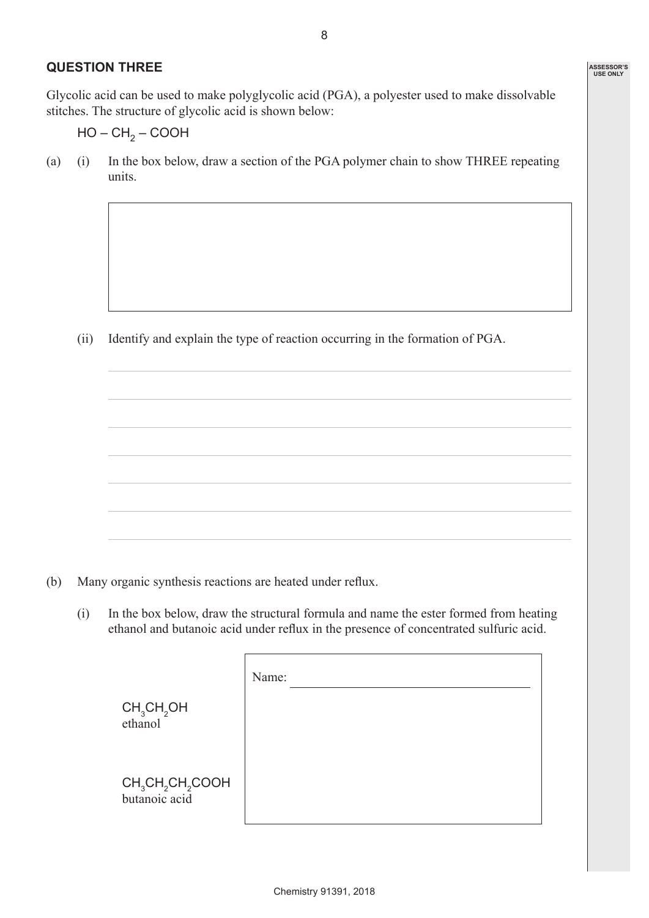## QUESTION THREE

Glycolic acid can be used to make polyglycolic acid (PGA), a polyester used to make dissolvable stitches. The structure of glycolic acid is shown below:

$HO – CH_2 – COOH$

(a) (i) In the box below, draw a section of the PGA polymer chain to show THREE repeating units.

(ii) Identify and explain the type of reaction occurring in the formation of PGA.

(b) Many organic synthesis reactions are heated under reflux.

(i) In the box below, draw the structural formula and name the ester formed from heating ethanol and butanoic acid under reflux in the presence of concentrated sulfuric acid.

$CH_3CH_2OH$
ethanol

$CH_3CH_2CH_2COOH$
butanoic acid

Name: ____________________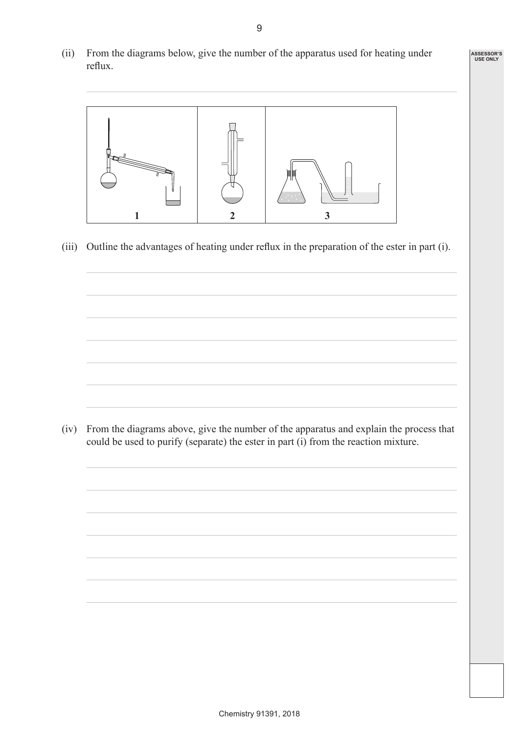(ii) From the diagrams below, give the number of the apparatus used for heating under reflux.

| 1 | 2 | 3 |
|---|---|---|

(iii) Outline the advantages of heating under reflux in the preparation of the ester in part (i).

(iv) From the diagrams above, give the number of the apparatus and explain the process that could be used to purify (separate) the ester in part (i) from the reaction mixture.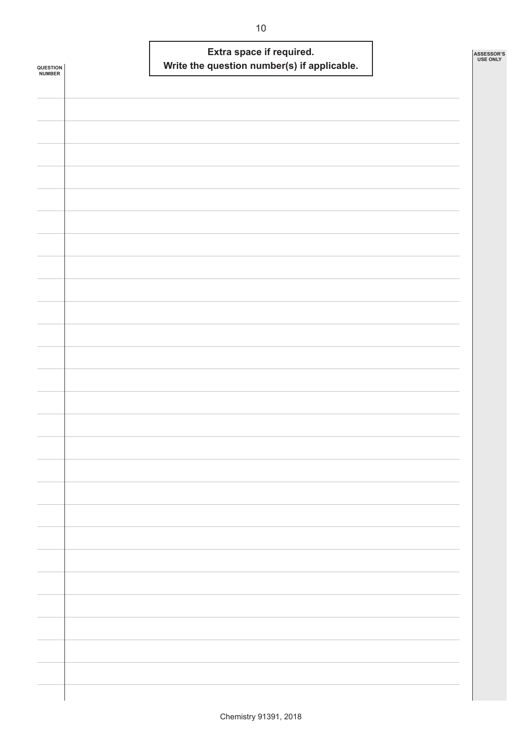**Extra space if required.**
**Write the question number(s) if applicable.**

QUESTION NUMBER

ASSESSOR'S USE ONLY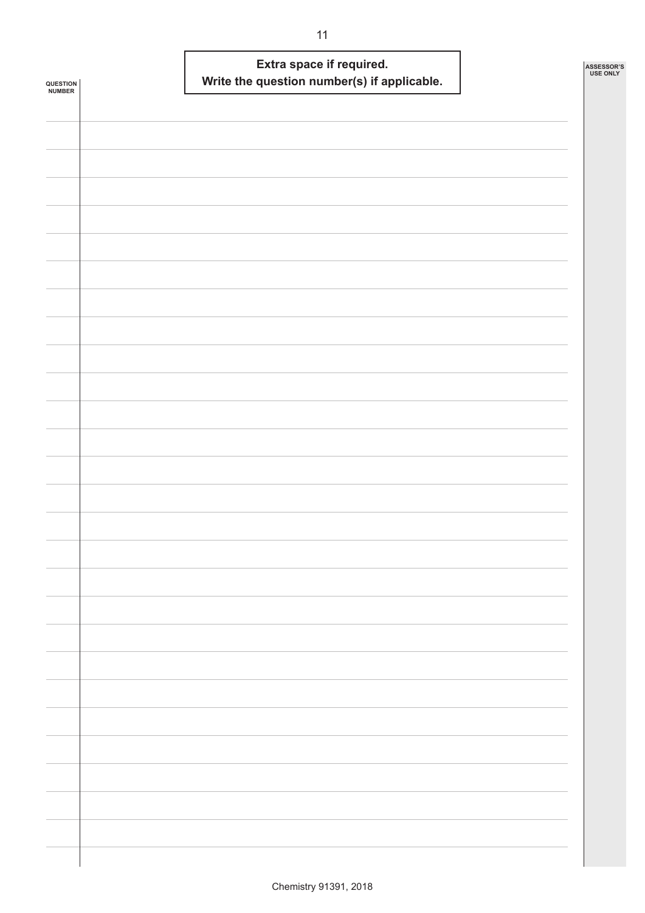**Extra space if required.**
**Write the question number(s) if applicable.**

QUESTION NUMBER

ASSESSOR'S USE ONLY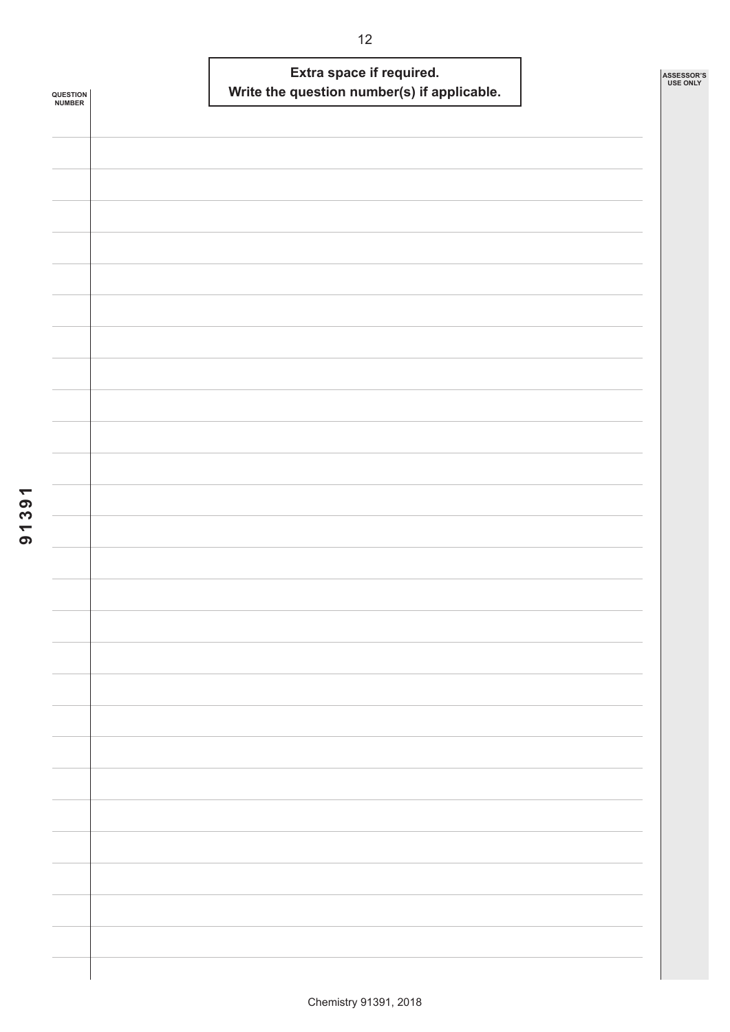**Extra space if required.**
**Write the question number(s) if applicable.**

QUESTION NUMBER

ASSESSOR'S USE ONLY

91391

Chemistry 91391, 2018